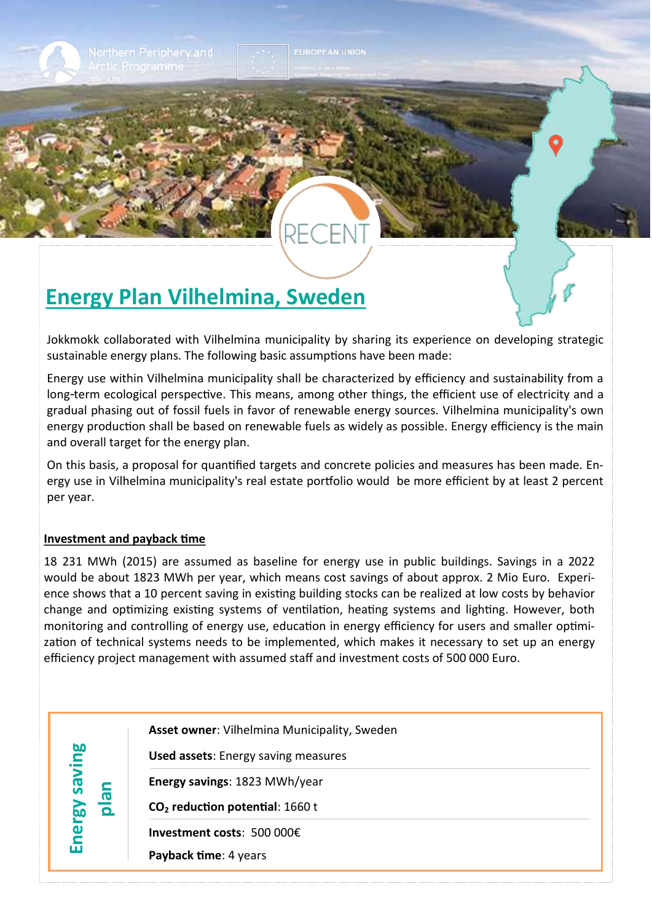# Energy Plan Vilhelmina, Sweden

Jokkmokk collaborated with Vilhelmina municipality by sharing its experience on developing strategic sustainable energy plans. The following basic assumptions have been made:

Energy use within Vilhelmina municipality shall be characterized by efficiency and sustainability from a long-term ecological perspective. This means, among other things, the efficient use of electricity and a gradual phasing out of fossil fuels in favor of renewable energy sources. Vilhelmina municipality's own energy production shall be based on renewable fuels as widely as possible. Energy efficiency is the main and overall target for the energy plan.

On this basis, a proposal for quantified targets and concrete policies and measures has been made. Energy use in Vilhelmina municipality's real estate portfolio would be more efficient by at least 2 percent per year.

## Investment and payback time

18 231 MWh (2015) are assumed as baseline for energy use in public buildings. Savings in a 2022 would be about 1823 MWh per year, which means cost savings of about approx. 2 Mio Euro. Experience shows that a 10 percent saving in existing building stocks can be realized at low costs by behavior change and optimizing existing systems of ventilation, heating systems and lighting. However, both monitoring and controlling of energy use, education in energy efficiency for users and smaller optimization of technical systems needs to be implemented, which makes it necessary to set up an energy efficiency project management with assumed staff and investment costs of 500 000 Euro.

**Energy saving plan**

**Asset owner**: Vilhelmina Municipality, Sweden

**Used assets**: Energy saving measures

**Energy savings**: 1823 MWh/year

**$CO_2$ reduction potential**: 1660 t

**Investment costs**: 500 000€

**Payback time**: 4 years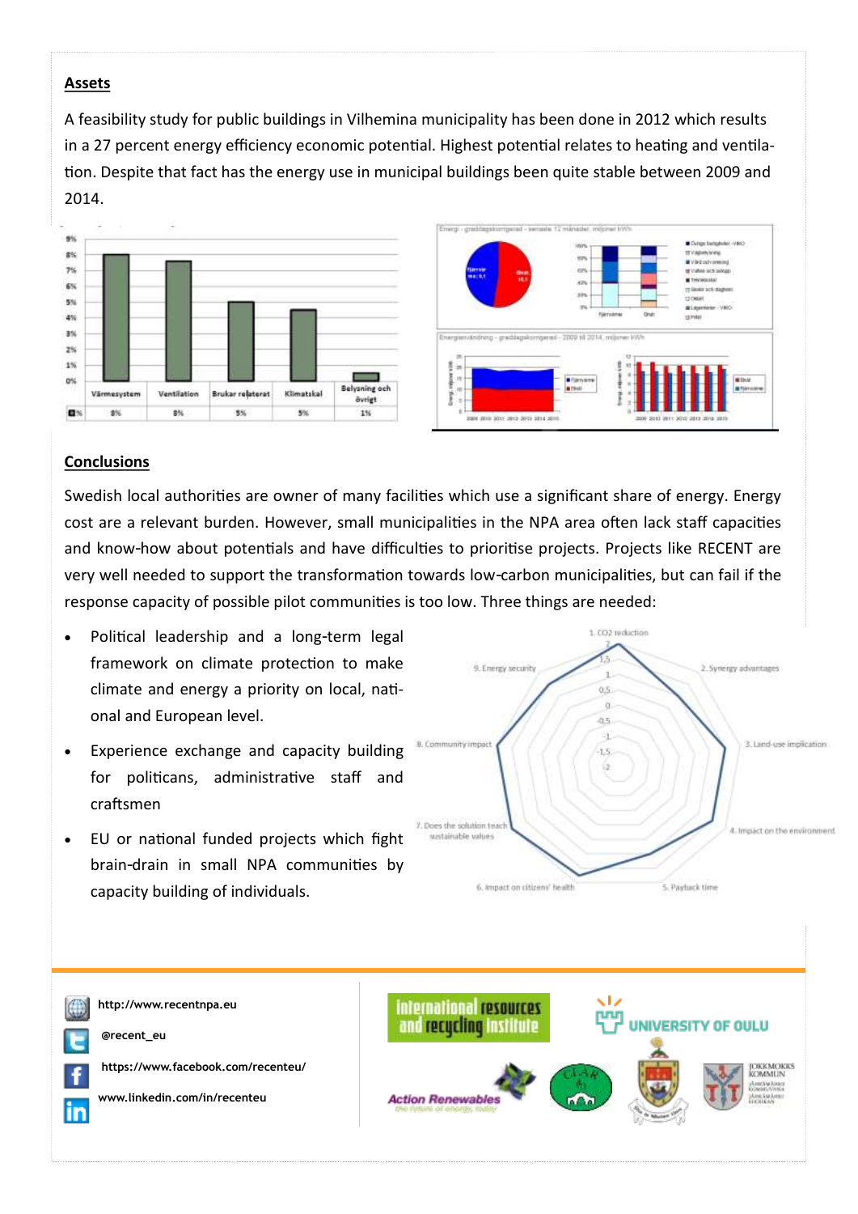## Assets

A feasibility study for public buildings in Vilhemina municipality has been done in 2012 which results in a 27 percent energy efficiency economic potential. Highest potential relates to heating and ventilation. Despite that fact has the energy use in municipal buildings been quite stable between 2009 and 2014.

9%
8%
7%
6%
5%
4%
3%
2%
1%
0%

Värmesystem | Ventilation | Brukar relaterat | Klimatskal | Belysning och övrigt

% | 8% | 8% | 5% | 5% | 1%

## Conclusions

Swedish local authorities are owner of many facilities which use a significant share of energy. Energy cost are a relevant burden. However, small municipalities in the NPA area often lack staff capacities and know-how about potentials and have difficulties to prioritise projects. Projects like RECENT are very well needed to support the transformation towards low-carbon municipalities, but can fail if the response capacity of possible pilot communities is too low. Three things are needed:

- Political leadership and a long-term legal framework on climate protection to make climate and energy a priority on local, national and European level.
- Experience exchange and capacity building for politicans, administrative staff and craftsmen
- EU or national funded projects which fight brain-drain in small NPA communities by capacity building of individuals.

1. CO2 reduction
2. Synergy advantages
3. Land-use implication
4. Impact on the environment
5. Payback time
6. Impact on citizens' health
7. Does the solution teach sustainable values
8. Community impact
9. Energy security

2
1,5
1
0,5
0
-0,5
-1
-1,5
-2

http://www.recentnpa.eu

@recent_eu

https://www.facebook.com/recenteu/

www.linkedin.com/in/recenteu